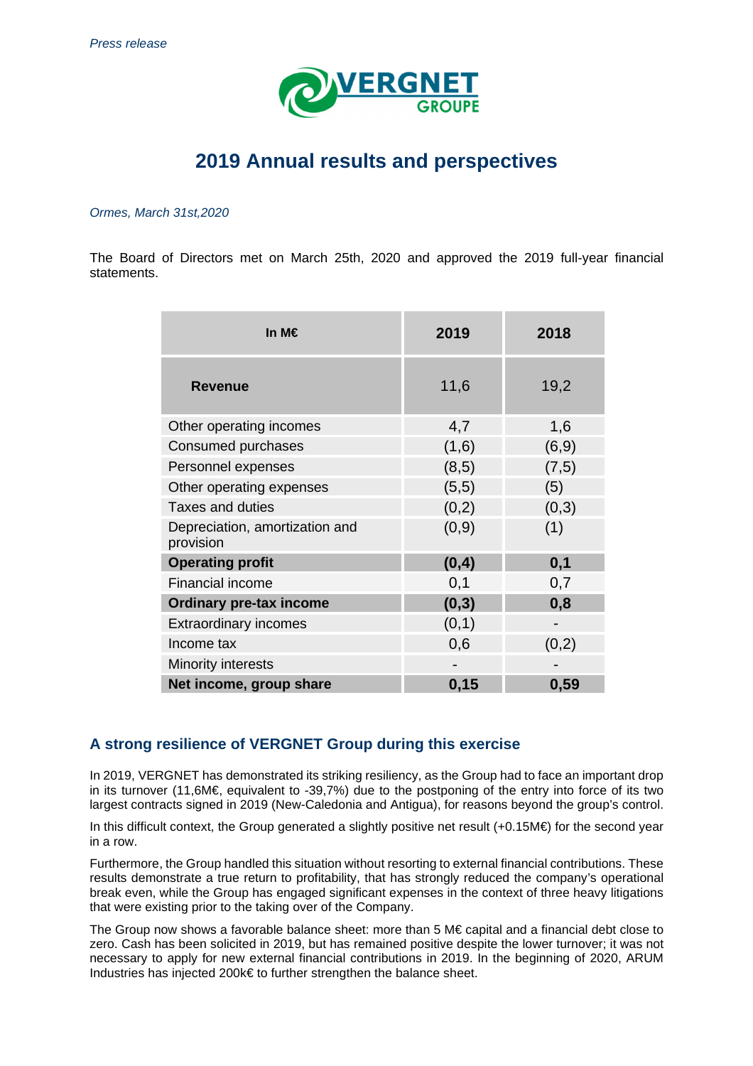*Press release*

VERGNET GROUPE

# 2019 Annual results and perspectives

*Ormes, March 31st,2020*

The Board of Directors met on March 25th, 2020 and approved the 2019 full-year financial statements.

| In M€ | 2019 | 2018 |
|---|---|---|
| **Revenue** | 11,6 | 19,2 |
| Other operating incomes | 4,7 | 1,6 |
| Consumed purchases | (1,6) | (6,9) |
| Personnel expenses | (8,5) | (7,5) |
| Other operating expenses | (5,5) | (5) |
| Taxes and duties | (0,2) | (0,3) |
| Depreciation, amortization and provision | (0,9) | (1) |
| **Operating profit** | **(0,4)** | **0,1** |
| Financial income | 0,1 | 0,7 |
| **Ordinary pre-tax income** | **(0,3)** | **0,8** |
| Extraordinary incomes | (0,1) | - |
| Income tax | 0,6 | (0,2) |
| Minority interests | - | - |
| **Net income, group share** | **0,15** | **0,59** |

## A strong resilience of VERGNET Group during this exercise

In 2019, VERGNET has demonstrated its striking resiliency, as the Group had to face an important drop in its turnover (11,6M€, equivalent to -39,7%) due to the postponing of the entry into force of its two largest contracts signed in 2019 (New-Caledonia and Antigua), for reasons beyond the group's control.

In this difficult context, the Group generated a slightly positive net result (+0.15M€) for the second year in a row.

Furthermore, the Group handled this situation without resorting to external financial contributions. These results demonstrate a true return to profitability, that has strongly reduced the company's operational break even, while the Group has engaged significant expenses in the context of three heavy litigations that were existing prior to the taking over of the Company.

The Group now shows a favorable balance sheet: more than 5 M€ capital and a financial debt close to zero. Cash has been solicited in 2019, but has remained positive despite the lower turnover; it was not necessary to apply for new external financial contributions in 2019. In the beginning of 2020, ARUM Industries has injected 200k€ to further strengthen the balance sheet.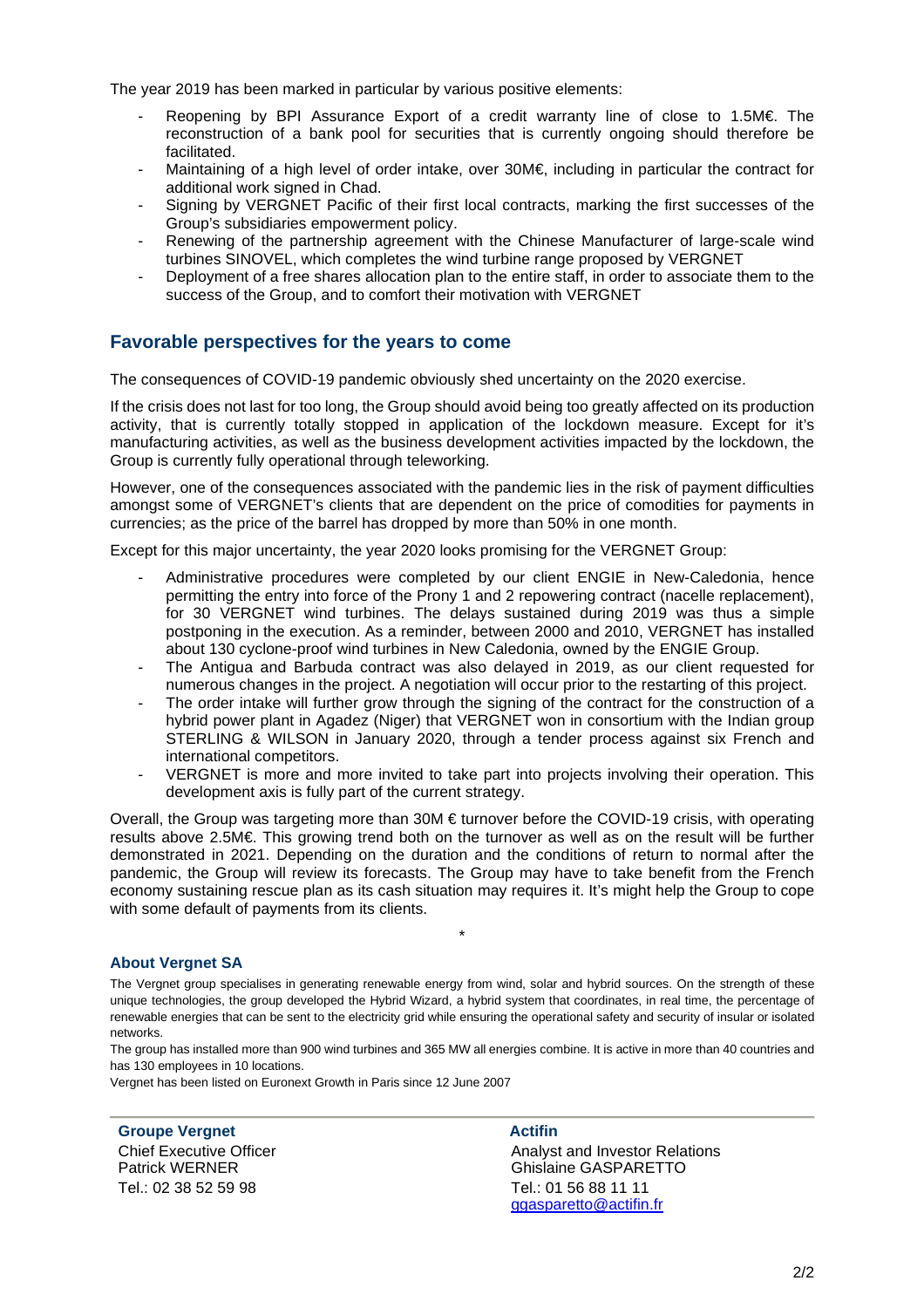The year 2019 has been marked in particular by various positive elements:

- Reopening by BPI Assurance Export of a credit warranty line of close to 1.5M€. The reconstruction of a bank pool for securities that is currently ongoing should therefore be facilitated.
- Maintaining of a high level of order intake, over 30M€, including in particular the contract for additional work signed in Chad.
- Signing by VERGNET Pacific of their first local contracts, marking the first successes of the Group's subsidiaries empowerment policy.
- Renewing of the partnership agreement with the Chinese Manufacturer of large-scale wind turbines SINOVEL, which completes the wind turbine range proposed by VERGNET
- Deployment of a free shares allocation plan to the entire staff, in order to associate them to the success of the Group, and to comfort their motivation with VERGNET

## Favorable perspectives for the years to come

The consequences of COVID-19 pandemic obviously shed uncertainty on the 2020 exercise.

If the crisis does not last for too long, the Group should avoid being too greatly affected on its production activity, that is currently totally stopped in application of the lockdown measure. Except for it's manufacturing activities, as well as the business development activities impacted by the lockdown, the Group is currently fully operational through teleworking.

However, one of the consequences associated with the pandemic lies in the risk of payment difficulties amongst some of VERGNET's clients that are dependent on the price of comodities for payments in currencies; as the price of the barrel has dropped by more than 50% in one month.

Except for this major uncertainty, the year 2020 looks promising for the VERGNET Group:

- Administrative procedures were completed by our client ENGIE in New-Caledonia, hence permitting the entry into force of the Prony 1 and 2 repowering contract (nacelle replacement), for 30 VERGNET wind turbines. The delays sustained during 2019 was thus a simple postponing in the execution. As a reminder, between 2000 and 2010, VERGNET has installed about 130 cyclone-proof wind turbines in New Caledonia, owned by the ENGIE Group.
- The Antigua and Barbuda contract was also delayed in 2019, as our client requested for numerous changes in the project. A negotiation will occur prior to the restarting of this project.
- The order intake will further grow through the signing of the contract for the construction of a hybrid power plant in Agadez (Niger) that VERGNET won in consortium with the Indian group STERLING & WILSON in January 2020, through a tender process against six French and international competitors.
- VERGNET is more and more invited to take part into projects involving their operation. This development axis is fully part of the current strategy.

Overall, the Group was targeting more than 30M € turnover before the COVID-19 crisis, with operating results above 2.5M€. This growing trend both on the turnover as well as on the result will be further demonstrated in 2021. Depending on the duration and the conditions of return to normal after the pandemic, the Group will review its forecasts. The Group may have to take benefit from the French economy sustaining rescue plan as its cash situation may requires it. It's might help the Group to cope with some default of payments from its clients.

*

### About Vergnet SA

The Vergnet group specialises in generating renewable energy from wind, solar and hybrid sources. On the strength of these unique technologies, the group developed the Hybrid Wizard, a hybrid system that coordinates, in real time, the percentage of renewable energies that can be sent to the electricity grid while ensuring the operational safety and security of insular or isolated networks.

The group has installed more than 900 wind turbines and 365 MW all energies combine. It is active in more than 40 countries and has 130 employees in 10 locations.

Vergnet has been listed on Euronext Growth in Paris since 12 June 2007

**Groupe Vergnet**
Chief Executive Officer
Patrick WERNER
Tel.: 02 38 52 59 98

**Actifin**
Analyst and Investor Relations
Ghislaine GASPARETTO
Tel.: 01 56 88 11 11
ggasparetto@actifin.fr